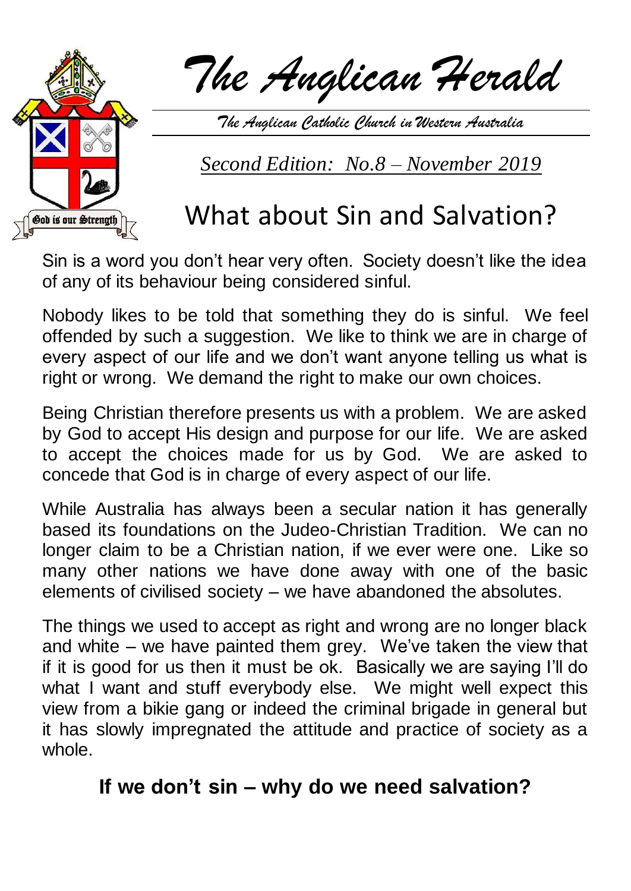# *The Anglican Herald*

*The Anglican Catholic Church in Western Australia*

*Second Edition: No.8 – November 2019*

God is our Strength

## What about Sin and Salvation?

Sin is a word you don't hear very often. Society doesn't like the idea of any of its behaviour being considered sinful.

Nobody likes to be told that something they do is sinful. We feel offended by such a suggestion. We like to think we are in charge of every aspect of our life and we don't want anyone telling us what is right or wrong. We demand the right to make our own choices.

Being Christian therefore presents us with a problem. We are asked by God to accept His design and purpose for our life. We are asked to accept the choices made for us by God. We are asked to concede that God is in charge of every aspect of our life.

While Australia has always been a secular nation it has generally based its foundations on the Judeo-Christian Tradition. We can no longer claim to be a Christian nation, if we ever were one. Like so many other nations we have done away with one of the basic elements of civilised society – we have abandoned the absolutes.

The things we used to accept as right and wrong are no longer black and white – we have painted them grey. We've taken the view that if it is good for us then it must be ok. Basically we are saying I'll do what I want and stuff everybody else. We might well expect this view from a bikie gang or indeed the criminal brigade in general but it has slowly impregnated the attitude and practice of society as a whole.

**If we don't sin – why do we need salvation?**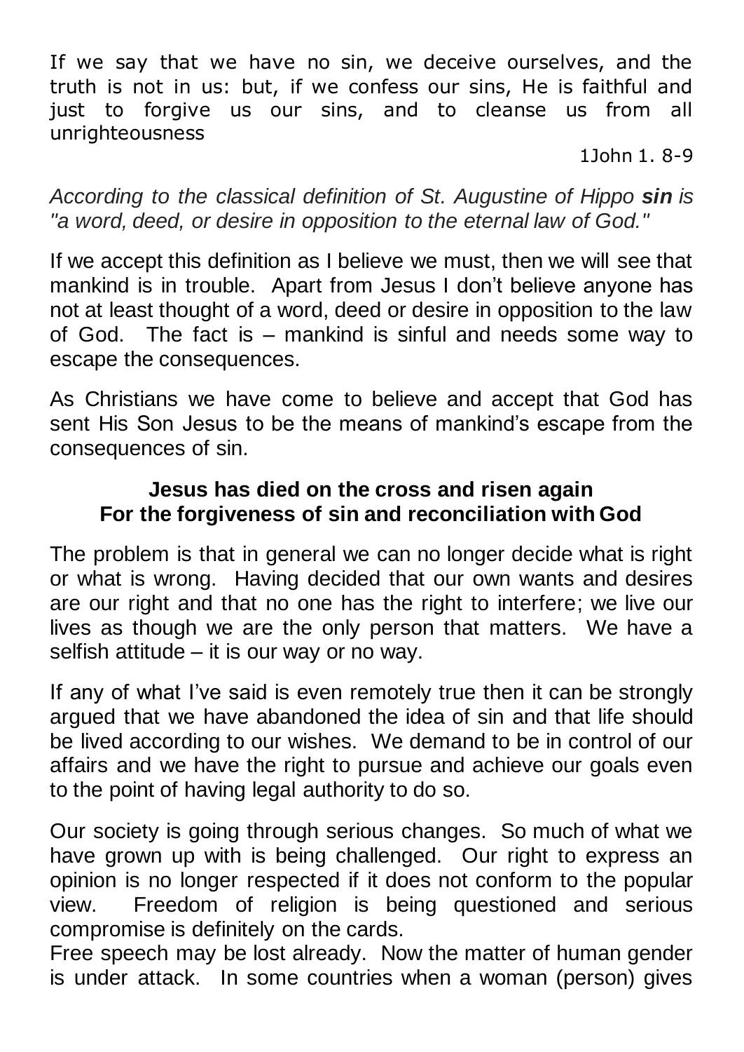If we say that we have no sin, we deceive ourselves, and the truth is not in us: but, if we confess our sins, He is faithful and just to forgive us our sins, and to cleanse us from all unrighteousness

1John 1. 8-9

*According to the classical definition of St. Augustine of Hippo **sin** is "a word, deed, or desire in opposition to the eternal law of God."*

If we accept this definition as I believe we must, then we will see that mankind is in trouble. Apart from Jesus I don't believe anyone has not at least thought of a word, deed or desire in opposition to the law of God. The fact is – mankind is sinful and needs some way to escape the consequences.

As Christians we have come to believe and accept that God has sent His Son Jesus to be the means of mankind's escape from the consequences of sin.

**Jesus has died on the cross and risen again**
**For the forgiveness of sin and reconciliation with God**

The problem is that in general we can no longer decide what is right or what is wrong. Having decided that our own wants and desires are our right and that no one has the right to interfere; we live our lives as though we are the only person that matters. We have a selfish attitude – it is our way or no way.

If any of what I've said is even remotely true then it can be strongly argued that we have abandoned the idea of sin and that life should be lived according to our wishes. We demand to be in control of our affairs and we have the right to pursue and achieve our goals even to the point of having legal authority to do so.

Our society is going through serious changes. So much of what we have grown up with is being challenged. Our right to express an opinion is no longer respected if it does not conform to the popular view. Freedom of religion is being questioned and serious compromise is definitely on the cards.

Free speech may be lost already. Now the matter of human gender is under attack. In some countries when a woman (person) gives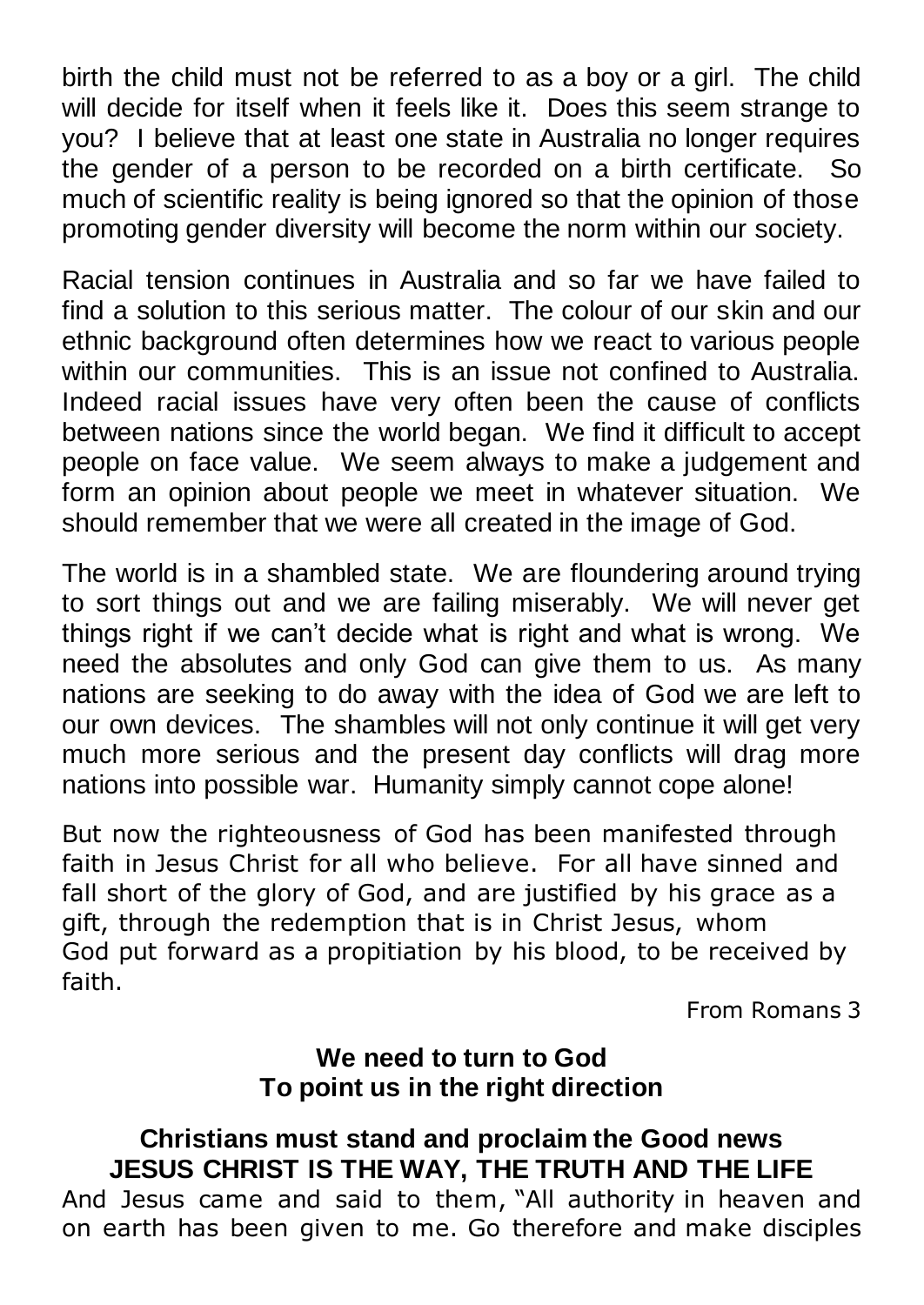birth the child must not be referred to as a boy or a girl. The child will decide for itself when it feels like it. Does this seem strange to you? I believe that at least one state in Australia no longer requires the gender of a person to be recorded on a birth certificate. So much of scientific reality is being ignored so that the opinion of those promoting gender diversity will become the norm within our society.

Racial tension continues in Australia and so far we have failed to find a solution to this serious matter. The colour of our skin and our ethnic background often determines how we react to various people within our communities. This is an issue not confined to Australia. Indeed racial issues have very often been the cause of conflicts between nations since the world began. We find it difficult to accept people on face value. We seem always to make a judgement and form an opinion about people we meet in whatever situation. We should remember that we were all created in the image of God.

The world is in a shambled state. We are floundering around trying to sort things out and we are failing miserably. We will never get things right if we can't decide what is right and what is wrong. We need the absolutes and only God can give them to us. As many nations are seeking to do away with the idea of God we are left to our own devices. The shambles will not only continue it will get very much more serious and the present day conflicts will drag more nations into possible war. Humanity simply cannot cope alone!

But now the righteousness of God has been manifested through faith in Jesus Christ for all who believe. For all have sinned and fall short of the glory of God, and are justified by his grace as a gift, through the redemption that is in Christ Jesus, whom God put forward as a propitiation by his blood, to be received by faith.

From Romans 3

**We need to turn to God**
**To point us in the right direction**

**Christians must stand and proclaim the Good news**
**JESUS CHRIST IS THE WAY, THE TRUTH AND THE LIFE**

And Jesus came and said to them, "All authority in heaven and on earth has been given to me. Go therefore and make disciples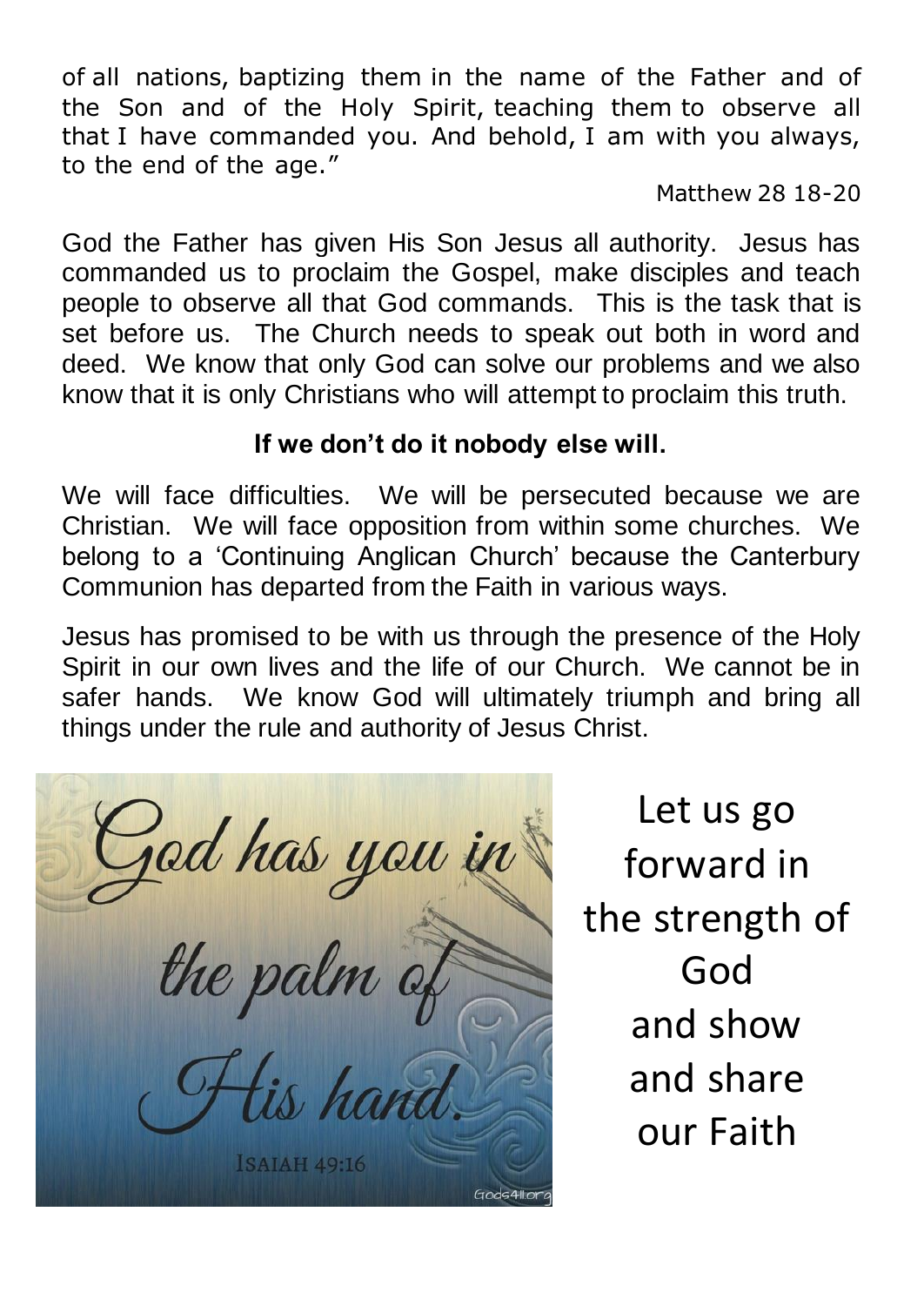of all nations, baptizing them in the name of the Father and of the Son and of the Holy Spirit, teaching them to observe all that I have commanded you. And behold, I am with you always, to the end of the age."

Matthew 28 18-20

God the Father has given His Son Jesus all authority. Jesus has commanded us to proclaim the Gospel, make disciples and teach people to observe all that God commands. This is the task that is set before us. The Church needs to speak out both in word and deed. We know that only God can solve our problems and we also know that it is only Christians who will attempt to proclaim this truth.

**If we don't do it nobody else will.**

We will face difficulties. We will be persecuted because we are Christian. We will face opposition from within some churches. We belong to a 'Continuing Anglican Church' because the Canterbury Communion has departed from the Faith in various ways.

Jesus has promised to be with us through the presence of the Holy Spirit in our own lives and the life of our Church. We cannot be in safer hands. We know God will ultimately triumph and bring all things under the rule and authority of Jesus Christ.

God has you in the palm of His hand.

ISAIAH 49:16

Gods4ll.org

Let us go forward in the strength of God and show and share our Faith